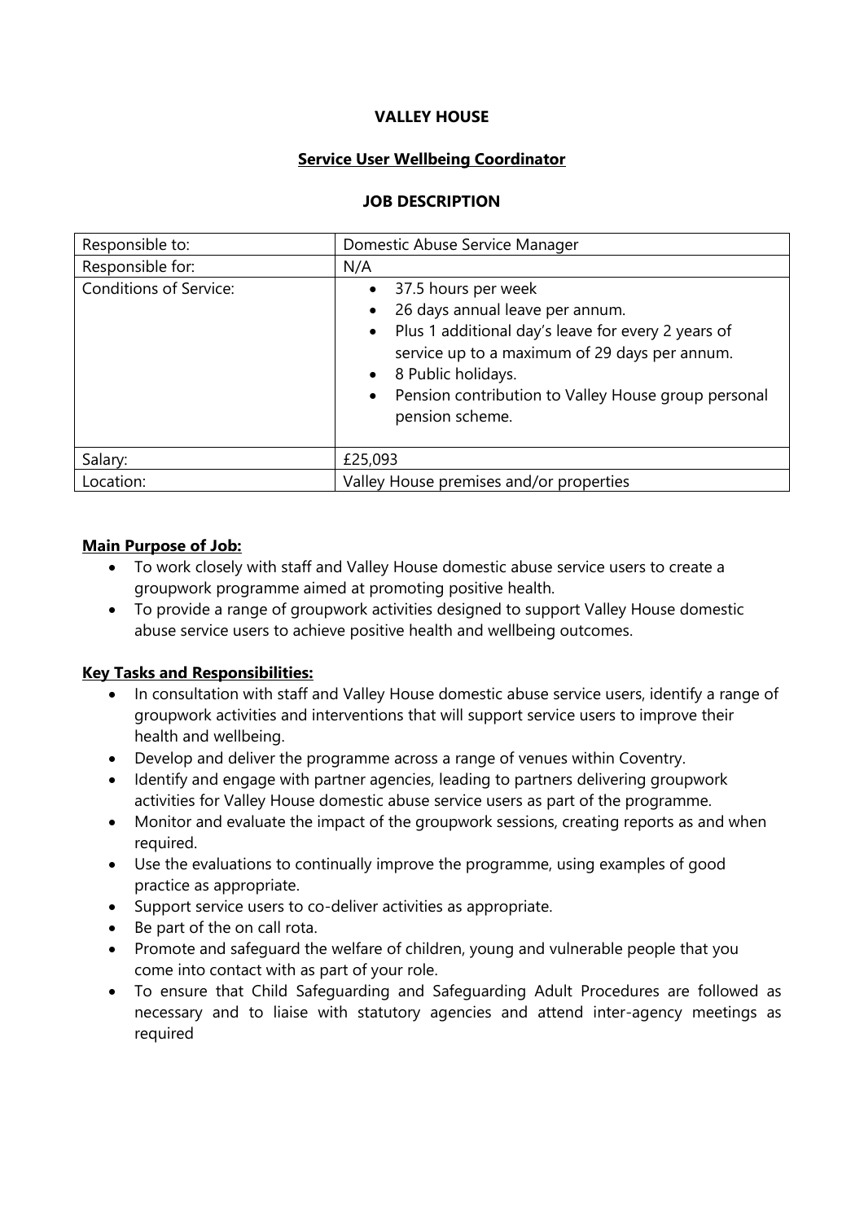**VALLEY HOUSE**

**Service User Wellbeing Coordinator**

**JOB DESCRIPTION**

| Responsible to: | Domestic Abuse Service Manager |
| --- | --- |
| Responsible for: | N/A |
| Conditions of Service: | • 37.5 hours per week<br>• 26 days annual leave per annum.<br>• Plus 1 additional day's leave for every 2 years of service up to a maximum of 29 days per annum.<br>• 8 Public holidays.<br>• Pension contribution to Valley House group personal pension scheme. |
| Salary: | £25,093 |
| Location: | Valley House premises and/or properties |

**Main Purpose of Job:**

- To work closely with staff and Valley House domestic abuse service users to create a groupwork programme aimed at promoting positive health.
- To provide a range of groupwork activities designed to support Valley House domestic abuse service users to achieve positive health and wellbeing outcomes.

**Key Tasks and Responsibilities:**

- In consultation with staff and Valley House domestic abuse service users, identify a range of groupwork activities and interventions that will support service users to improve their health and wellbeing.
- Develop and deliver the programme across a range of venues within Coventry.
- Identify and engage with partner agencies, leading to partners delivering groupwork activities for Valley House domestic abuse service users as part of the programme.
- Monitor and evaluate the impact of the groupwork sessions, creating reports as and when required.
- Use the evaluations to continually improve the programme, using examples of good practice as appropriate.
- Support service users to co-deliver activities as appropriate.
- Be part of the on call rota.
- Promote and safeguard the welfare of children, young and vulnerable people that you come into contact with as part of your role.
- To ensure that Child Safeguarding and Safeguarding Adult Procedures are followed as necessary and to liaise with statutory agencies and attend inter-agency meetings as required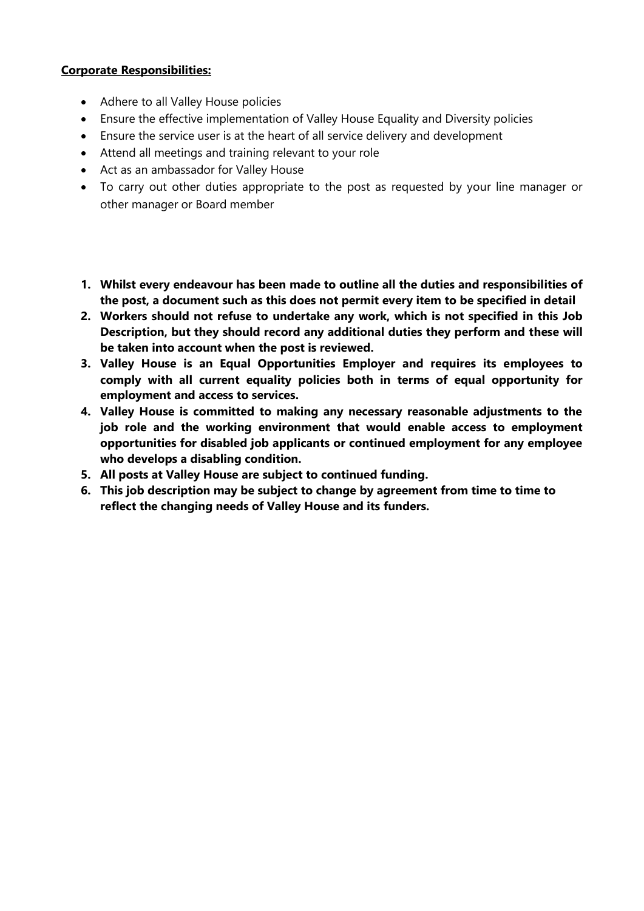**Corporate Responsibilities:**

- Adhere to all Valley House policies
- Ensure the effective implementation of Valley House Equality and Diversity policies
- Ensure the service user is at the heart of all service delivery and development
- Attend all meetings and training relevant to your role
- Act as an ambassador for Valley House
- To carry out other duties appropriate to the post as requested by your line manager or other manager or Board member

1. **Whilst every endeavour has been made to outline all the duties and responsibilities of the post, a document such as this does not permit every item to be specified in detail**
2. **Workers should not refuse to undertake any work, which is not specified in this Job Description, but they should record any additional duties they perform and these will be taken into account when the post is reviewed.**
3. **Valley House is an Equal Opportunities Employer and requires its employees to comply with all current equality policies both in terms of equal opportunity for employment and access to services.**
4. **Valley House is committed to making any necessary reasonable adjustments to the job role and the working environment that would enable access to employment opportunities for disabled job applicants or continued employment for any employee who develops a disabling condition.**
5. **All posts at Valley House are subject to continued funding.**
6. **This job description may be subject to change by agreement from time to time to reflect the changing needs of Valley House and its funders.**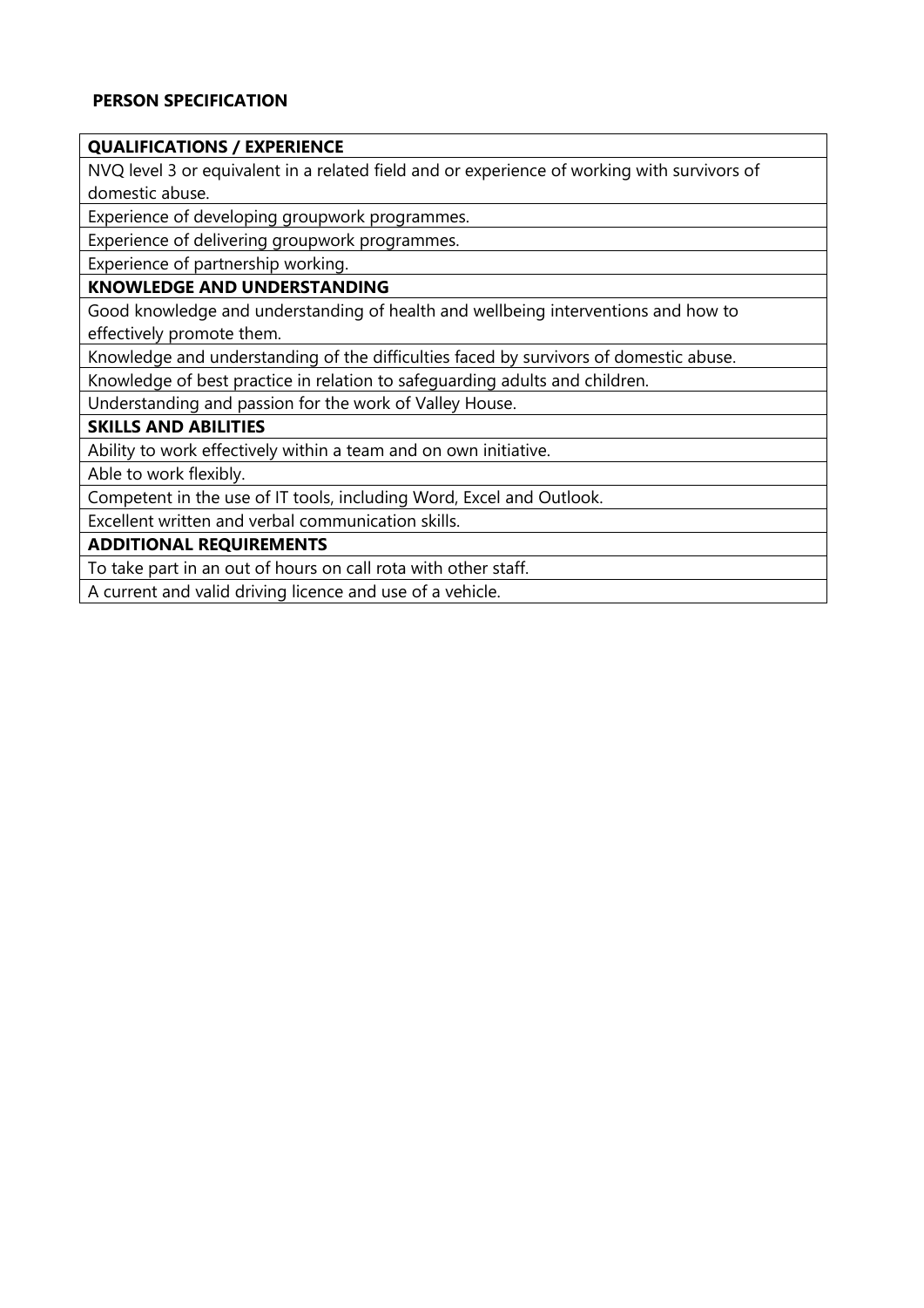## PERSON SPECIFICATION

| |
|---|
| **QUALIFICATIONS / EXPERIENCE** |
| NVQ level 3 or equivalent in a related field and or experience of working with survivors of domestic abuse. |
| Experience of developing groupwork programmes. |
| Experience of delivering groupwork programmes. |
| Experience of partnership working. |
| **KNOWLEDGE AND UNDERSTANDING** |
| Good knowledge and understanding of health and wellbeing interventions and how to effectively promote them. |
| Knowledge and understanding of the difficulties faced by survivors of domestic abuse. |
| Knowledge of best practice in relation to safeguarding adults and children. |
| Understanding and passion for the work of Valley House. |
| **SKILLS AND ABILITIES** |
| Ability to work effectively within a team and on own initiative. |
| Able to work flexibly. |
| Competent in the use of IT tools, including Word, Excel and Outlook. |
| Excellent written and verbal communication skills. |
| **ADDITIONAL REQUIREMENTS** |
| To take part in an out of hours on call rota with other staff. |
| A current and valid driving licence and use of a vehicle. |